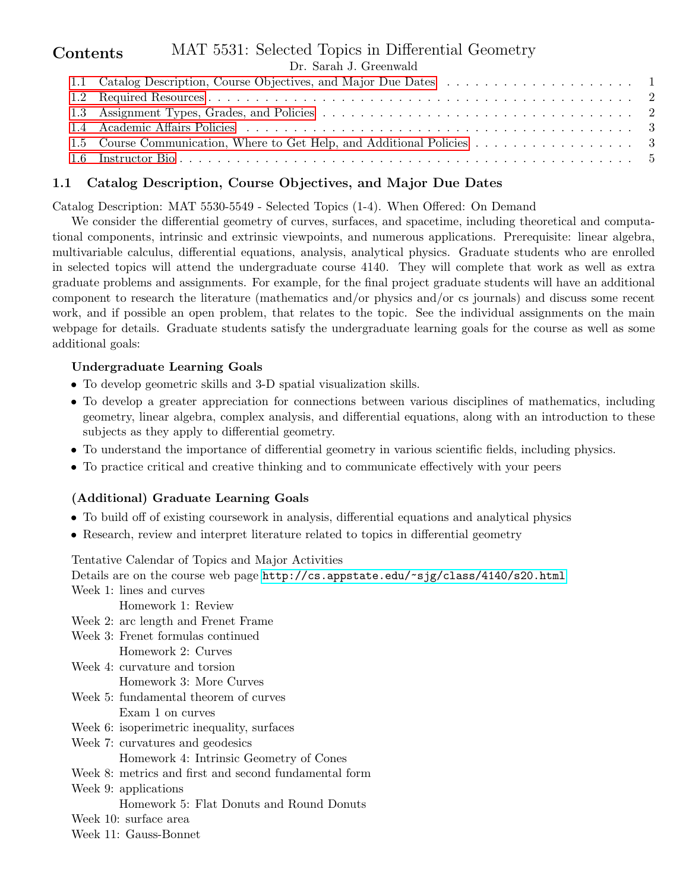# MAT 5531: Selected Topics in Differential Geometry

Dr. Sarah J. Greenwald

## Contents

- 1.1 Catalog Description, Course Objectives, and Major Due Dates . . . 1
- 1.2 Required Resources . . . 2
- 1.3 Assignment Types, Grades, and Policies . . . 2
- 1.4 Academic Affairs Policies . . . 3
- 1.5 Course Communication, Where to Get Help, and Additional Policies . . . 3
- 1.6 Instructor Bio . . . 5

### 1.1 Catalog Description, Course Objectives, and Major Due Dates

Catalog Description: MAT 5530-5549 - Selected Topics (1-4). When Offered: On Demand

We consider the differential geometry of curves, surfaces, and spacetime, including theoretical and computational components, intrinsic and extrinsic viewpoints, and numerous applications. Prerequisite: linear algebra, multivariable calculus, differential equations, analysis, analytical physics. Graduate students who are enrolled in selected topics will attend the undergraduate course 4140. They will complete that work as well as extra graduate problems and assignments. For example, for the final project graduate students will have an additional component to research the literature (mathematics and/or physics and/or cs journals) and discuss some recent work, and if possible an open problem, that relates to the topic. See the individual assignments on the main webpage for details. Graduate students satisfy the undergraduate learning goals for the course as well as some additional goals:

**Undergraduate Learning Goals**

- To develop geometric skills and 3-D spatial visualization skills.
- To develop a greater appreciation for connections between various disciplines of mathematics, including geometry, linear algebra, complex analysis, and differential equations, along with an introduction to these subjects as they apply to differential geometry.
- To understand the importance of differential geometry in various scientific fields, including physics.
- To practice critical and creative thinking and to communicate effectively with your peers

**(Additional) Graduate Learning Goals**

- To build off of existing coursework in analysis, differential equations and analytical physics
- Research, review and interpret literature related to topics in differential geometry

Tentative Calendar of Topics and Major Activities

Details are on the course web page http://cs.appstate.edu/~sjg/class/4140/s20.html

Week 1: lines and curves
    Homework 1: Review
Week 2: arc length and Frenet Frame
Week 3: Frenet formulas continued
    Homework 2: Curves
Week 4: curvature and torsion
    Homework 3: More Curves
Week 5: fundamental theorem of curves
    Exam 1 on curves
Week 6: isoperimetric inequality, surfaces
Week 7: curvatures and geodesics
    Homework 4: Intrinsic Geometry of Cones
Week 8: metrics and first and second fundamental form
Week 9: applications
    Homework 5: Flat Donuts and Round Donuts
Week 10: surface area
Week 11: Gauss-Bonnet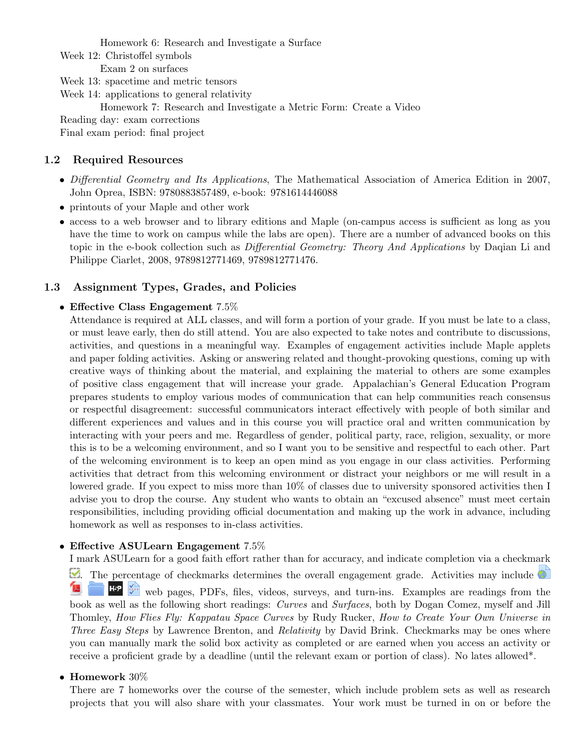Homework 6: Research and Investigate a Surface

Week 12: Christoffel symbols

Exam 2 on surfaces

Week 13: spacetime and metric tensors

Week 14: applications to general relativity

Homework 7: Research and Investigate a Metric Form: Create a Video

Reading day: exam corrections

Final exam period: final project

### 1.2 Required Resources

- *Differential Geometry and Its Applications*, The Mathematical Association of America Edition in 2007, John Oprea, ISBN: 9780883857489, e-book: 9781614446088
- printouts of your Maple and other work
- access to a web browser and to library editions and Maple (on-campus access is sufficient as long as you have the time to work on campus while the labs are open). There are a number of advanced books on this topic in the e-book collection such as *Differential Geometry: Theory And Applications* by Daqian Li and Philippe Ciarlet, 2008, 9789812771469, 9789812771476.

### 1.3 Assignment Types, Grades, and Policies

- **Effective Class Engagement** 7.5%
  Attendance is required at ALL classes, and will form a portion of your grade. If you must be late to a class, or must leave early, then do still attend. You are also expected to take notes and contribute to discussions, activities, and questions in a meaningful way. Examples of engagement activities include Maple applets and paper folding activities. Asking or answering related and thought-provoking questions, coming up with creative ways of thinking about the material, and explaining the material to others are some examples of positive class engagement that will increase your grade. Appalachian's General Education Program prepares students to employ various modes of communication that can help communities reach consensus or respectful disagreement: successful communicators interact effectively with people of both similar and different experiences and values and in this course you will practice oral and written communication by interacting with your peers and me. Regardless of gender, political party, race, religion, sexuality, or more this is to be a welcoming environment, and so I want you to be sensitive and respectful to each other. Part of the welcoming environment is to keep an open mind as you engage in our class activities. Performing activities that detract from this welcoming environment or distract your neighbors or me will result in a lowered grade. If you expect to miss more than 10% of classes due to university sponsored activities then I advise you to drop the course. Any student who wants to obtain an "excused absence" must meet certain responsibilities, including providing official documentation and making up the work in advance, including homework as well as responses to in-class activities.

- **Effective ASULearn Engagement** 7.5%
  I mark ASULearn for a good faith effort rather than for accuracy, and indicate completion via a checkmark. The percentage of checkmarks determines the overall engagement grade. Activities may include web pages, PDFs, files, videos, surveys, and turn-ins. Examples are readings from the book as well as the following short readings: *Curves* and *Surfaces*, both by Dogan Comez, myself and Jill Thomley, *How Flies Fly: Kappatau Space Curves* by Rudy Rucker, *How to Create Your Own Universe in Three Easy Steps* by Lawrence Brenton, and *Relativity* by David Brink. Checkmarks may be ones where you can manually mark the solid box activity as completed or are earned when you access an activity or receive a proficient grade by a deadline (until the relevant exam or portion of class). No lates allowed*.

- **Homework** 30%
  There are 7 homeworks over the course of the semester, which include problem sets as well as research projects that you will also share with your classmates. Your work must be turned in on or before the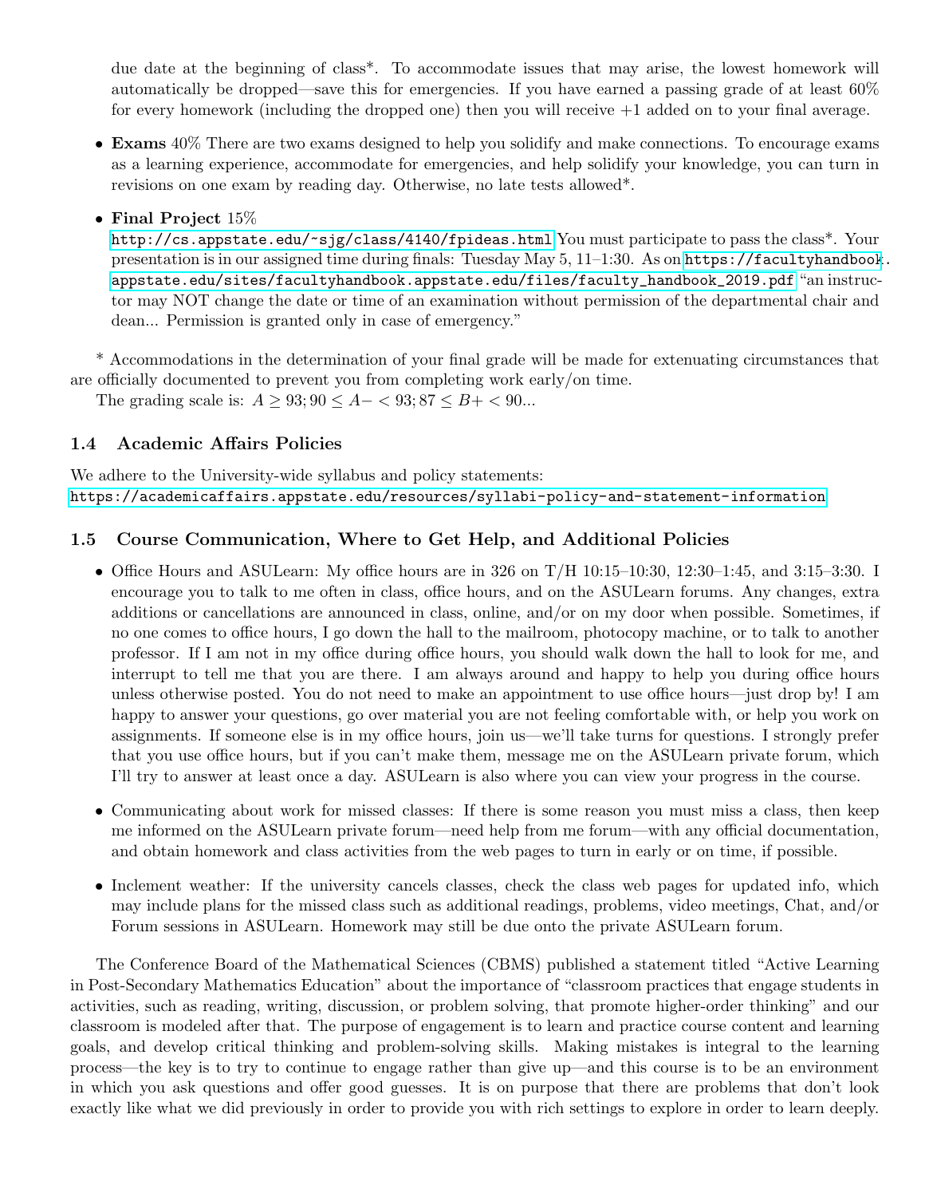due date at the beginning of class*. To accommodate issues that may arise, the lowest homework will automatically be dropped—save this for emergencies. If you have earned a passing grade of at least 60% for every homework (including the dropped one) then you will receive +1 added on to your final average.

- **Exams** 40% There are two exams designed to help you solidify and make connections. To encourage exams as a learning experience, accommodate for emergencies, and help solidify your knowledge, you can turn in revisions on one exam by reading day. Otherwise, no late tests allowed*.
- **Final Project** 15%
  http://cs.appstate.edu/~sjg/class/4140/fpideas.html You must participate to pass the class*. Your presentation is in our assigned time during finals: Tuesday May 5, 11–1:30. As on https://facultyhandbook.appstate.edu/sites/facultyhandbook.appstate.edu/files/faculty_handbook_2019.pdf "an instructor may NOT change the date or time of an examination without permission of the departmental chair and dean... Permission is granted only in case of emergency."

\* Accommodations in the determination of your final grade will be made for extenuating circumstances that are officially documented to prevent you from completing work early/on time.

The grading scale is: $A \geq 93; 90 \leq A- < 93; 87 \leq B+ < 90...$

### 1.4 Academic Affairs Policies

We adhere to the University-wide syllabus and policy statements:
https://academicaffairs.appstate.edu/resources/syllabi-policy-and-statement-information

### 1.5 Course Communication, Where to Get Help, and Additional Policies

- Office Hours and ASULearn: My office hours are in 326 on T/H 10:15–10:30, 12:30–1:45, and 3:15–3:30. I encourage you to talk to me often in class, office hours, and on the ASULearn forums. Any changes, extra additions or cancellations are announced in class, online, and/or on my door when possible. Sometimes, if no one comes to office hours, I go down the hall to the mailroom, photocopy machine, or to talk to another professor. If I am not in my office during office hours, you should walk down the hall to look for me, and interrupt to tell me that you are there. I am always around and happy to help you during office hours unless otherwise posted. You do not need to make an appointment to use office hours—just drop by! I am happy to answer your questions, go over material you are not feeling comfortable with, or help you work on assignments. If someone else is in my office hours, join us—we'll take turns for questions. I strongly prefer that you use office hours, but if you can't make them, message me on the ASULearn private forum, which I'll try to answer at least once a day. ASULearn is also where you can view your progress in the course.
- Communicating about work for missed classes: If there is some reason you must miss a class, then keep me informed on the ASULearn private forum—need help from me forum—with any official documentation, and obtain homework and class activities from the web pages to turn in early or on time, if possible.
- Inclement weather: If the university cancels classes, check the class web pages for updated info, which may include plans for the missed class such as additional readings, problems, video meetings, Chat, and/or Forum sessions in ASULearn. Homework may still be due onto the private ASULearn forum.

The Conference Board of the Mathematical Sciences (CBMS) published a statement titled "Active Learning in Post-Secondary Mathematics Education" about the importance of "classroom practices that engage students in activities, such as reading, writing, discussion, or problem solving, that promote higher-order thinking" and our classroom is modeled after that. The purpose of engagement is to learn and practice course content and learning goals, and develop critical thinking and problem-solving skills. Making mistakes is integral to the learning process—the key is to try to continue to engage rather than give up—and this course is to be an environment in which you ask questions and offer good guesses. It is on purpose that there are problems that don't look exactly like what we did previously in order to provide you with rich settings to explore in order to learn deeply.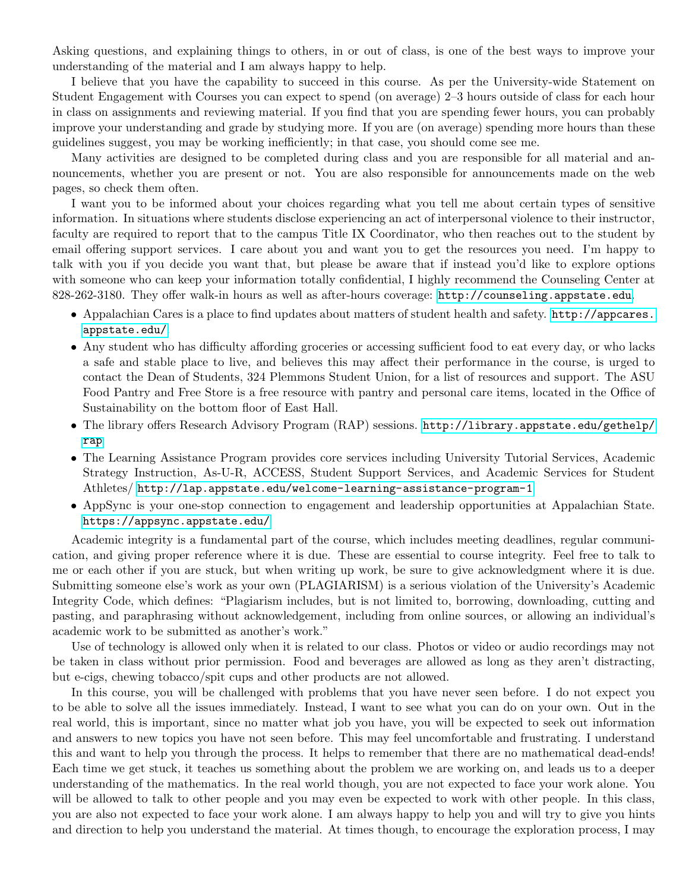Asking questions, and explaining things to others, in or out of class, is one of the best ways to improve your understanding of the material and I am always happy to help.

I believe that you have the capability to succeed in this course. As per the University-wide Statement on Student Engagement with Courses you can expect to spend (on average) 2–3 hours outside of class for each hour in class on assignments and reviewing material. If you find that you are spending fewer hours, you can probably improve your understanding and grade by studying more. If you are (on average) spending more hours than these guidelines suggest, you may be working inefficiently; in that case, you should come see me.

Many activities are designed to be completed during class and you are responsible for all material and announcements, whether you are present or not. You are also responsible for announcements made on the web pages, so check them often.

I want you to be informed about your choices regarding what you tell me about certain types of sensitive information. In situations where students disclose experiencing an act of interpersonal violence to their instructor, faculty are required to report that to the campus Title IX Coordinator, who then reaches out to the student by email offering support services. I care about you and want you to get the resources you need. I'm happy to talk with you if you decide you want that, but please be aware that if instead you'd like to explore options with someone who can keep your information totally confidential, I highly recommend the Counseling Center at 828-262-3180. They offer walk-in hours as well as after-hours coverage: `http://counseling.appstate.edu`.

- Appalachian Cares is a place to find updates about matters of student health and safety. `http://appcares.appstate.edu/`.
- Any student who has difficulty affording groceries or accessing sufficient food to eat every day, or who lacks a safe and stable place to live, and believes this may affect their performance in the course, is urged to contact the Dean of Students, 324 Plemmons Student Union, for a list of resources and support. The ASU Food Pantry and Free Store is a free resource with pantry and personal care items, located in the Office of Sustainability on the bottom floor of East Hall.
- The library offers Research Advisory Program (RAP) sessions. `http://library.appstate.edu/gethelp/rap`
- The Learning Assistance Program provides core services including University Tutorial Services, Academic Strategy Instruction, As-U-R, ACCESS, Student Support Services, and Academic Services for Student Athletes/ `http://lap.appstate.edu/welcome-learning-assistance-program-1`
- AppSync is your one-stop connection to engagement and leadership opportunities at Appalachian State. `https://appsync.appstate.edu/`

Academic integrity is a fundamental part of the course, which includes meeting deadlines, regular communication, and giving proper reference where it is due. These are essential to course integrity. Feel free to talk to me or each other if you are stuck, but when writing up work, be sure to give acknowledgment where it is due. Submitting someone else's work as your own (PLAGIARISM) is a serious violation of the University's Academic Integrity Code, which defines: "Plagiarism includes, but is not limited to, borrowing, downloading, cutting and pasting, and paraphrasing without acknowledgement, including from online sources, or allowing an individual's academic work to be submitted as another's work."

Use of technology is allowed only when it is related to our class. Photos or video or audio recordings may not be taken in class without prior permission. Food and beverages are allowed as long as they aren't distracting, but e-cigs, chewing tobacco/spit cups and other products are not allowed.

In this course, you will be challenged with problems that you have never seen before. I do not expect you to be able to solve all the issues immediately. Instead, I want to see what you can do on your own. Out in the real world, this is important, since no matter what job you have, you will be expected to seek out information and answers to new topics you have not seen before. This may feel uncomfortable and frustrating. I understand this and want to help you through the process. It helps to remember that there are no mathematical dead-ends! Each time we get stuck, it teaches us something about the problem we are working on, and leads us to a deeper understanding of the mathematics. In the real world though, you are not expected to face your work alone. You will be allowed to talk to other people and you may even be expected to work with other people. In this class, you are also not expected to face your work alone. I am always happy to help you and will try to give you hints and direction to help you understand the material. At times though, to encourage the exploration process, I may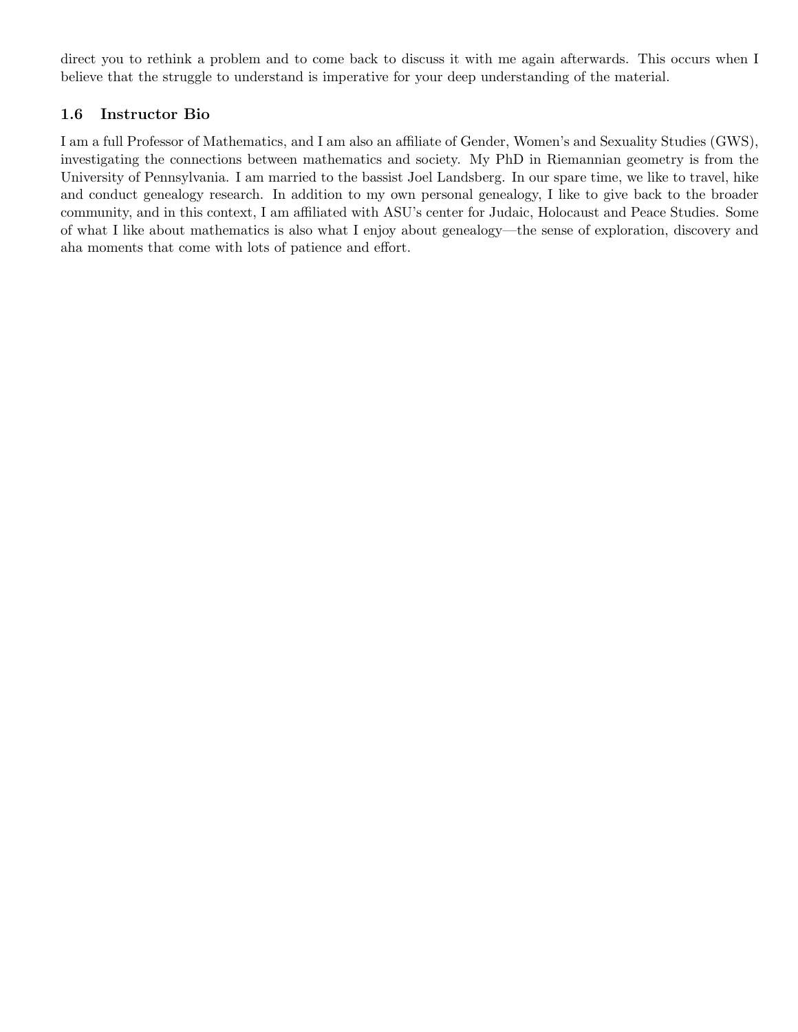direct you to rethink a problem and to come back to discuss it with me again afterwards. This occurs when I believe that the struggle to understand is imperative for your deep understanding of the material.

### 1.6 Instructor Bio

I am a full Professor of Mathematics, and I am also an affiliate of Gender, Women's and Sexuality Studies (GWS), investigating the connections between mathematics and society. My PhD in Riemannian geometry is from the University of Pennsylvania. I am married to the bassist Joel Landsberg. In our spare time, we like to travel, hike and conduct genealogy research. In addition to my own personal genealogy, I like to give back to the broader community, and in this context, I am affiliated with ASU's center for Judaic, Holocaust and Peace Studies. Some of what I like about mathematics is also what I enjoy about genealogy—the sense of exploration, discovery and aha moments that come with lots of patience and effort.